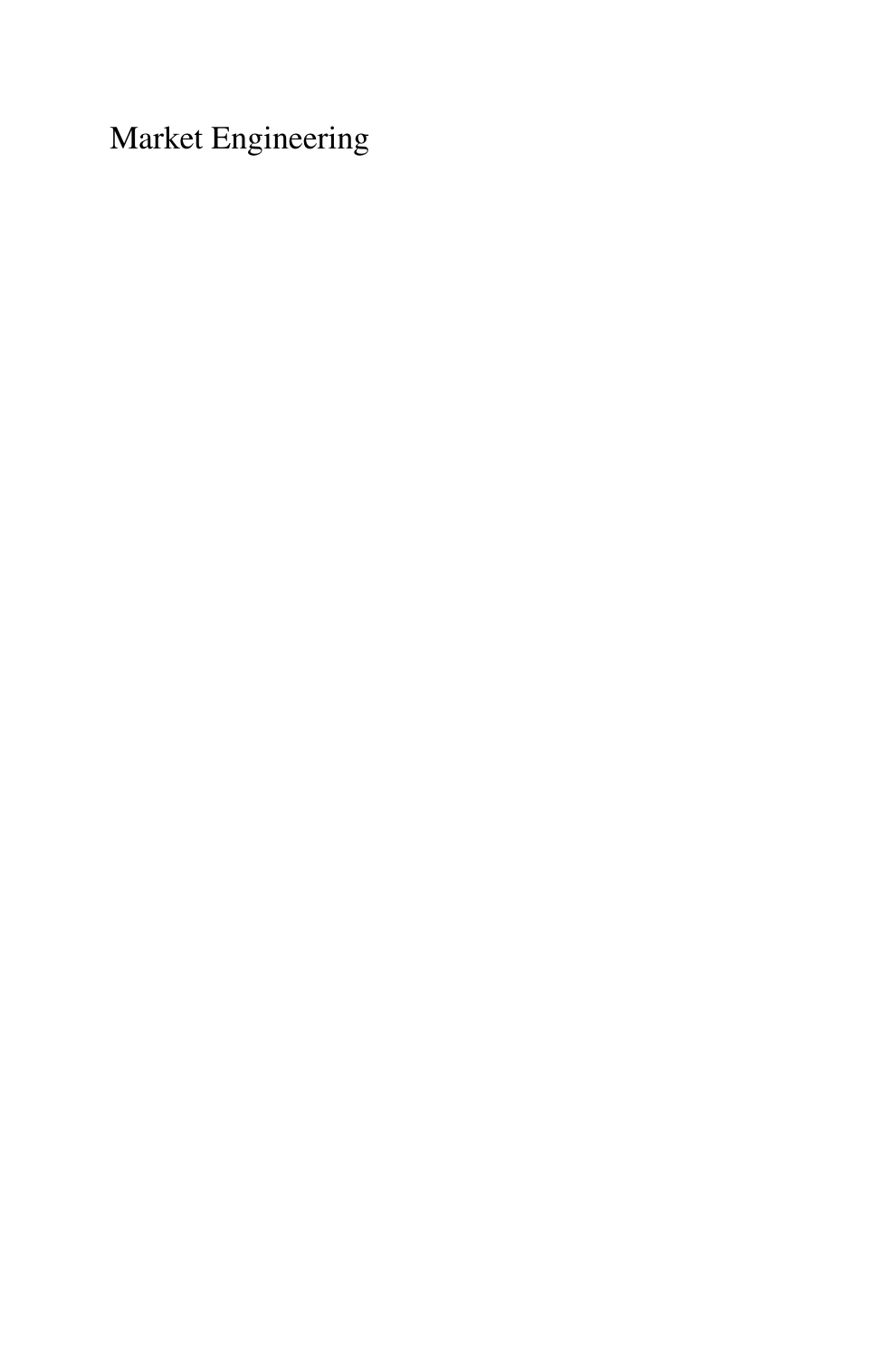Market Engineering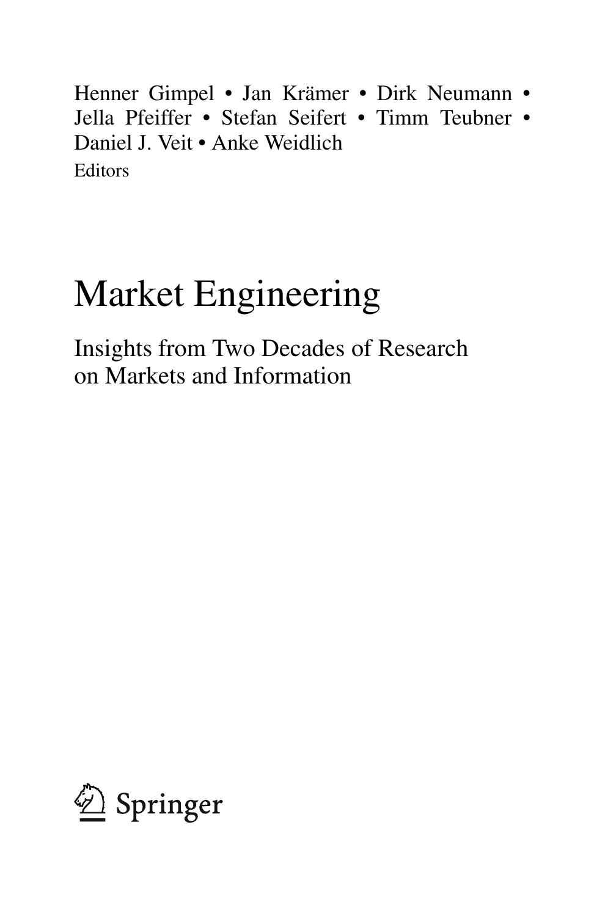Henner Gimpel • Jan Krämer • Dirk Neumann • Jella Pfeiffer • Stefan Seifert • Timm Teubner • Daniel J. Veit • Anke Weidlich
Editors

# Market Engineering

## Insights from Two Decades of Research on Markets and Information

Springer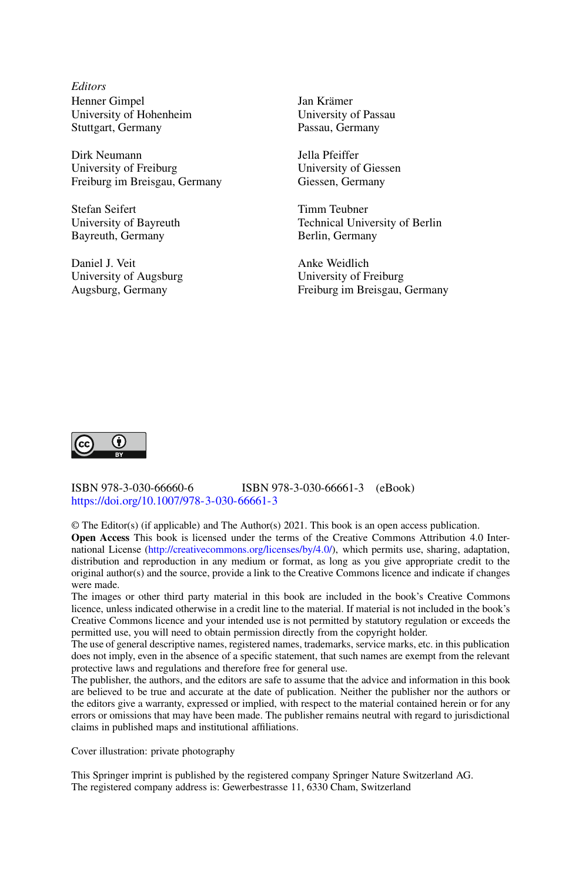*Editors*

Henner Gimpel
University of Hohenheim
Stuttgart, Germany

Jan Krämer
University of Passau
Passau, Germany

Dirk Neumann
University of Freiburg
Freiburg im Breisgau, Germany

Jella Pfeiffer
University of Giessen
Giessen, Germany

Stefan Seifert
University of Bayreuth
Bayreuth, Germany

Timm Teubner
Technical University of Berlin
Berlin, Germany

Daniel J. Veit
University of Augsburg
Augsburg, Germany

Anke Weidlich
University of Freiburg
Freiburg im Breisgau, Germany

ISBN 978-3-030-66660-6 ISBN 978-3-030-66661-3 (eBook)
https://doi.org/10.1007/978-3-030-66661-3

© The Editor(s) (if applicable) and The Author(s) 2021. This book is an open access publication.

**Open Access** This book is licensed under the terms of the Creative Commons Attribution 4.0 International License (http://creativecommons.org/licenses/by/4.0/), which permits use, sharing, adaptation, distribution and reproduction in any medium or format, as long as you give appropriate credit to the original author(s) and the source, provide a link to the Creative Commons licence and indicate if changes were made.

The images or other third party material in this book are included in the book's Creative Commons licence, unless indicated otherwise in a credit line to the material. If material is not included in the book's Creative Commons licence and your intended use is not permitted by statutory regulation or exceeds the permitted use, you will need to obtain permission directly from the copyright holder.

The use of general descriptive names, registered names, trademarks, service marks, etc. in this publication does not imply, even in the absence of a specific statement, that such names are exempt from the relevant protective laws and regulations and therefore free for general use.

The publisher, the authors, and the editors are safe to assume that the advice and information in this book are believed to be true and accurate at the date of publication. Neither the publisher nor the authors or the editors give a warranty, expressed or implied, with respect to the material contained herein or for any errors or omissions that may have been made. The publisher remains neutral with regard to jurisdictional claims in published maps and institutional affiliations.

Cover illustration: private photography

This Springer imprint is published by the registered company Springer Nature Switzerland AG.
The registered company address is: Gewerbestrasse 11, 6330 Cham, Switzerland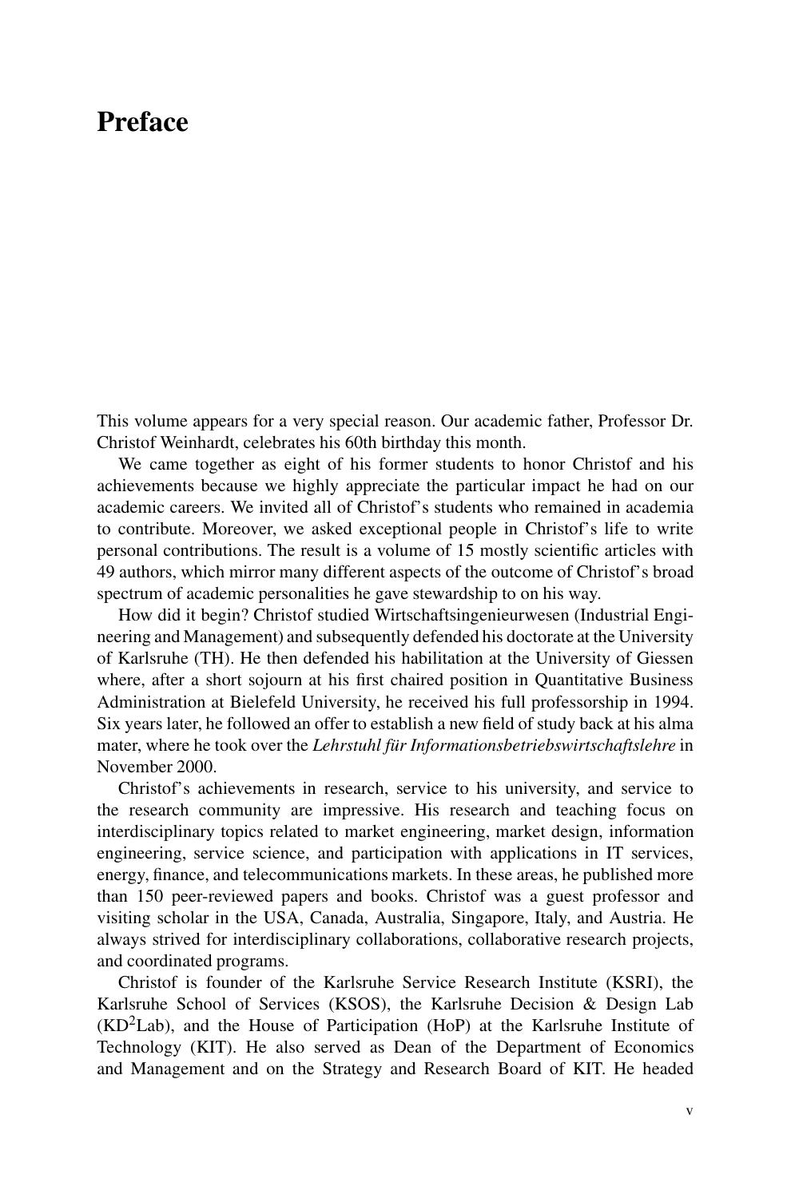# Preface

This volume appears for a very special reason. Our academic father, Professor Dr. Christof Weinhardt, celebrates his 60th birthday this month.

We came together as eight of his former students to honor Christof and his achievements because we highly appreciate the particular impact he had on our academic careers. We invited all of Christof's students who remained in academia to contribute. Moreover, we asked exceptional people in Christof's life to write personal contributions. The result is a volume of 15 mostly scientific articles with 49 authors, which mirror many different aspects of the outcome of Christof's broad spectrum of academic personalities he gave stewardship to on his way.

How did it begin? Christof studied Wirtschaftsingenieurwesen (Industrial Engineering and Management) and subsequently defended his doctorate at the University of Karlsruhe (TH). He then defended his habilitation at the University of Giessen where, after a short sojourn at his first chaired position in Quantitative Business Administration at Bielefeld University, he received his full professorship in 1994. Six years later, he followed an offer to establish a new field of study back at his alma mater, where he took over the *Lehrstuhl für Informationsbetriebswirtschaftslehre* in November 2000.

Christof's achievements in research, service to his university, and service to the research community are impressive. His research and teaching focus on interdisciplinary topics related to market engineering, market design, information engineering, service science, and participation with applications in IT services, energy, finance, and telecommunications markets. In these areas, he published more than 150 peer-reviewed papers and books. Christof was a guest professor and visiting scholar in the USA, Canada, Australia, Singapore, Italy, and Austria. He always strived for interdisciplinary collaborations, collaborative research projects, and coordinated programs.

Christof is founder of the Karlsruhe Service Research Institute (KSRI), the Karlsruhe School of Services (KSOS), the Karlsruhe Decision & Design Lab (KD$^2$Lab), and the House of Participation (HoP) at the Karlsruhe Institute of Technology (KIT). He also served as Dean of the Department of Economics and Management and on the Strategy and Research Board of KIT. He headed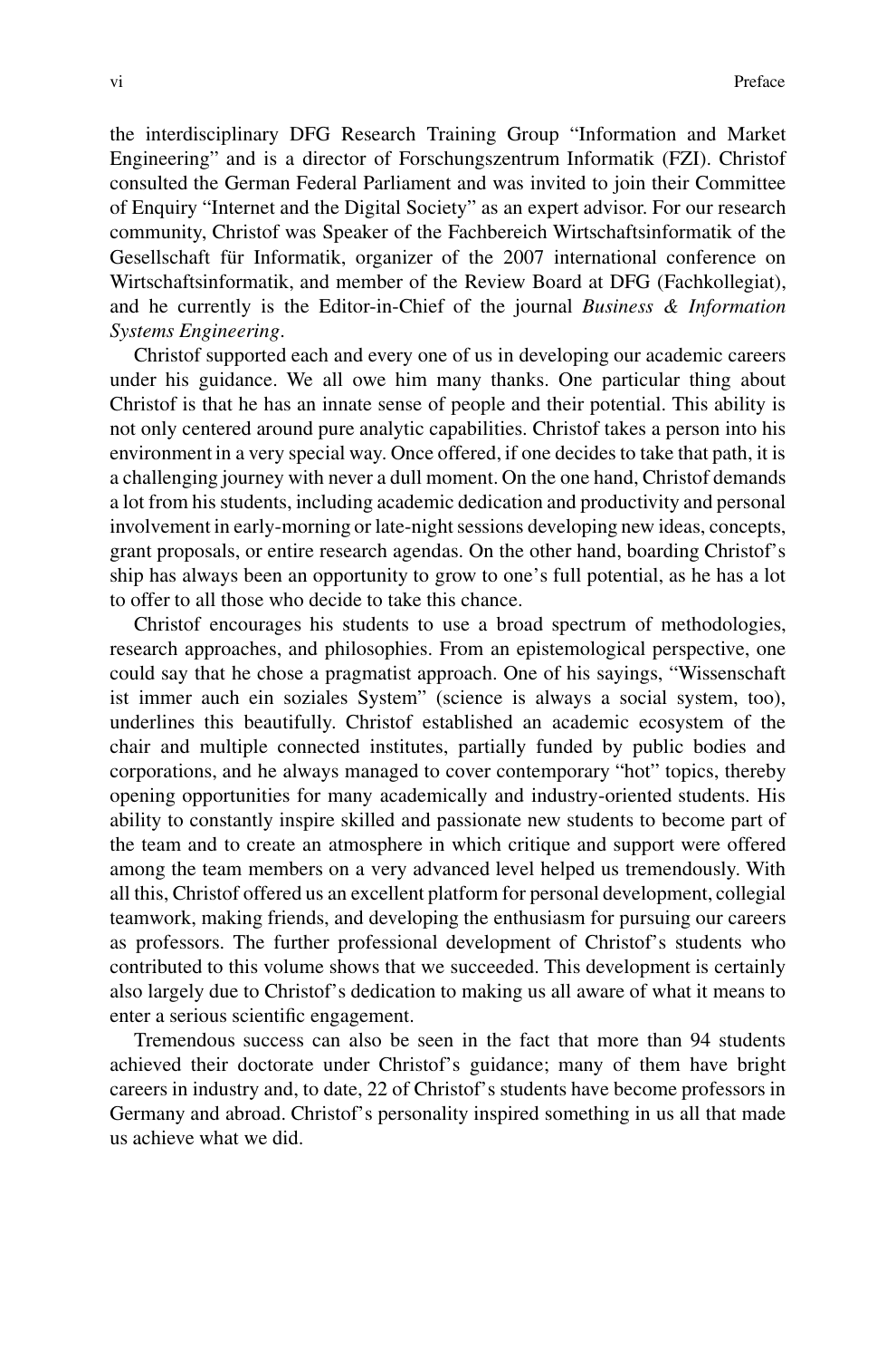the interdisciplinary DFG Research Training Group "Information and Market Engineering" and is a director of Forschungszentrum Informatik (FZI). Christof consulted the German Federal Parliament and was invited to join their Committee of Enquiry "Internet and the Digital Society" as an expert advisor. For our research community, Christof was Speaker of the Fachbereich Wirtschaftsinformatik of the Gesellschaft für Informatik, organizer of the 2007 international conference on Wirtschaftsinformatik, and member of the Review Board at DFG (Fachkollegiat), and he currently is the Editor-in-Chief of the journal *Business & Information Systems Engineering*.

Christof supported each and every one of us in developing our academic careers under his guidance. We all owe him many thanks. One particular thing about Christof is that he has an innate sense of people and their potential. This ability is not only centered around pure analytic capabilities. Christof takes a person into his environment in a very special way. Once offered, if one decides to take that path, it is a challenging journey with never a dull moment. On the one hand, Christof demands a lot from his students, including academic dedication and productivity and personal involvement in early-morning or late-night sessions developing new ideas, concepts, grant proposals, or entire research agendas. On the other hand, boarding Christof's ship has always been an opportunity to grow to one's full potential, as he has a lot to offer to all those who decide to take this chance.

Christof encourages his students to use a broad spectrum of methodologies, research approaches, and philosophies. From an epistemological perspective, one could say that he chose a pragmatist approach. One of his sayings, "Wissenschaft ist immer auch ein soziales System" (science is always a social system, too), underlines this beautifully. Christof established an academic ecosystem of the chair and multiple connected institutes, partially funded by public bodies and corporations, and he always managed to cover contemporary "hot" topics, thereby opening opportunities for many academically and industry-oriented students. His ability to constantly inspire skilled and passionate new students to become part of the team and to create an atmosphere in which critique and support were offered among the team members on a very advanced level helped us tremendously. With all this, Christof offered us an excellent platform for personal development, collegial teamwork, making friends, and developing the enthusiasm for pursuing our careers as professors. The further professional development of Christof's students who contributed to this volume shows that we succeeded. This development is certainly also largely due to Christof's dedication to making us all aware of what it means to enter a serious scientific engagement.

Tremendous success can also be seen in the fact that more than 94 students achieved their doctorate under Christof's guidance; many of them have bright careers in industry and, to date, 22 of Christof's students have become professors in Germany and abroad. Christof's personality inspired something in us all that made us achieve what we did.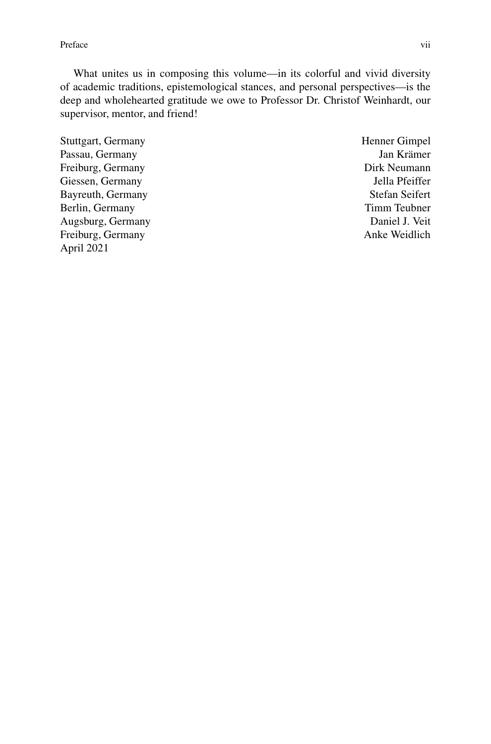What unites us in composing this volume—in its colorful and vivid diversity of academic traditions, epistemological stances, and personal perspectives—is the deep and wholehearted gratitude we owe to Professor Dr. Christof Weinhardt, our supervisor, mentor, and friend!

| | |
|---|---|
| Stuttgart, Germany | Henner Gimpel |
| Passau, Germany | Jan Krämer |
| Freiburg, Germany | Dirk Neumann |
| Giessen, Germany | Jella Pfeiffer |
| Bayreuth, Germany | Stefan Seifert |
| Berlin, Germany | Timm Teubner |
| Augsburg, Germany | Daniel J. Veit |
| Freiburg, Germany | Anke Weidlich |
| April 2021 | |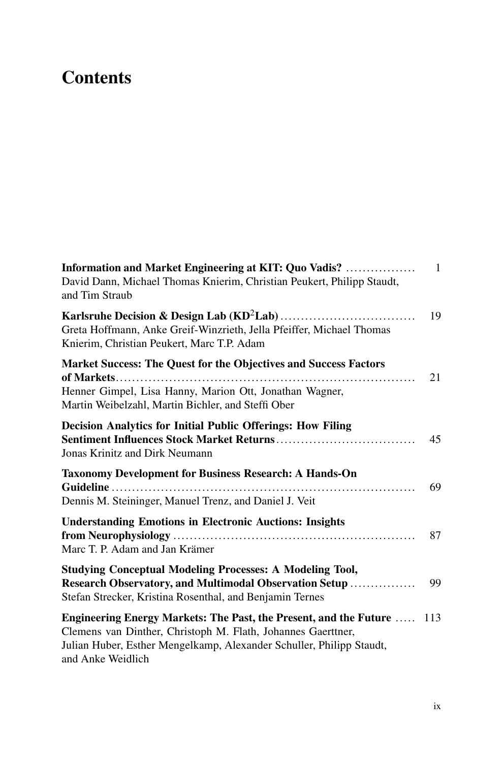# Contents

**Information and Market Engineering at KIT: Quo Vadis?** ................. 1
David Dann, Michael Thomas Knierim, Christian Peukert, Philipp Staudt, and Tim Straub

**Karlsruhe Decision & Design Lab (KD$^2$Lab)** ................................ 19
Greta Hoffmann, Anke Greif-Winzrieth, Jella Pfeiffer, Michael Thomas Knierim, Christian Peukert, Marc T.P. Adam

**Market Success: The Quest for the Objectives and Success Factors of Markets** ................................................................ 21
Henner Gimpel, Lisa Hanny, Marion Ott, Jonathan Wagner, Martin Weibelzahl, Martin Bichler, and Steffi Ober

**Decision Analytics for Initial Public Offerings: How Filing Sentiment Influences Stock Market Returns** ................................ 45
Jonas Krinitz and Dirk Neumann

**Taxonomy Development for Business Research: A Hands-On Guideline** ................................................................ 69
Dennis M. Steininger, Manuel Trenz, and Daniel J. Veit

**Understanding Emotions in Electronic Auctions: Insights from Neurophysiology** ................................................ 87
Marc T. P. Adam and Jan Krämer

**Studying Conceptual Modeling Processes: A Modeling Tool, Research Observatory, and Multimodal Observation Setup** ............... 99
Stefan Strecker, Kristina Rosenthal, and Benjamin Ternes

**Engineering Energy Markets: The Past, the Present, and the Future** ..... 113
Clemens van Dinther, Christoph M. Flath, Johannes Gaerttner, Julian Huber, Esther Mengelkamp, Alexander Schuller, Philipp Staudt, and Anke Weidlich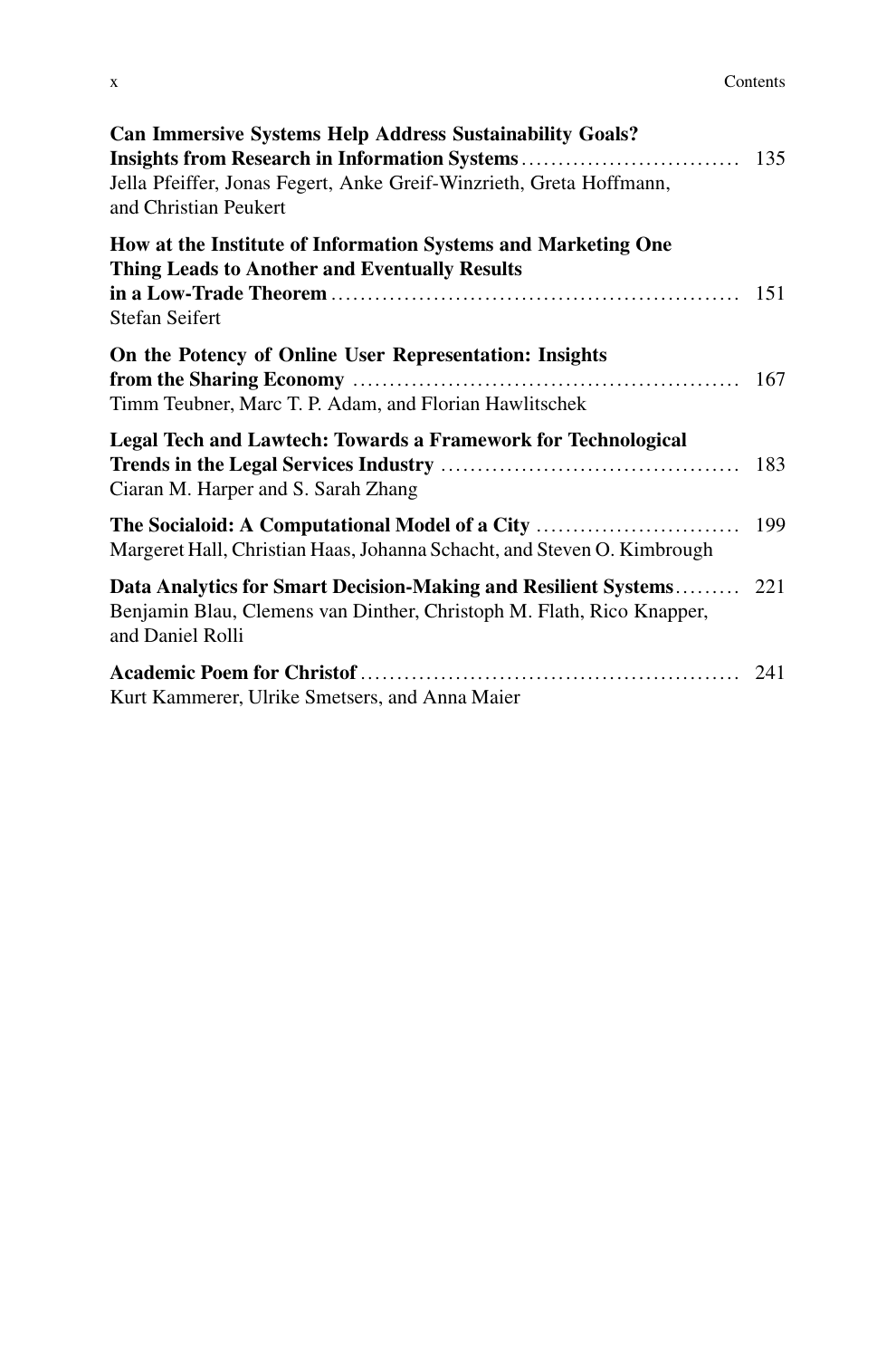**Can Immersive Systems Help Address Sustainability Goals? Insights from Research in Information Systems** ............................. 135
Jella Pfeiffer, Jonas Fegert, Anke Greif-Winzrieth, Greta Hoffmann, and Christian Peukert

**How at the Institute of Information Systems and Marketing One Thing Leads to Another and Eventually Results in a Low-Trade Theorem** ....................................................... 151
Stefan Seifert

**On the Potency of Online User Representation: Insights from the Sharing Economy** ..................................................... 167
Timm Teubner, Marc T. P. Adam, and Florian Hawlitschek

**Legal Tech and Lawtech: Towards a Framework for Technological Trends in the Legal Services Industry** ......................................... 183
Ciaran M. Harper and S. Sarah Zhang

**The Socialoid: A Computational Model of a City** ............................ 199
Margeret Hall, Christian Haas, Johanna Schacht, and Steven O. Kimbrough

**Data Analytics for Smart Decision-Making and Resilient Systems** ......... 221
Benjamin Blau, Clemens van Dinther, Christoph M. Flath, Rico Knapper, and Daniel Rolli

**Academic Poem for Christof** ................................................... 241
Kurt Kammerer, Ulrike Smetsers, and Anna Maier